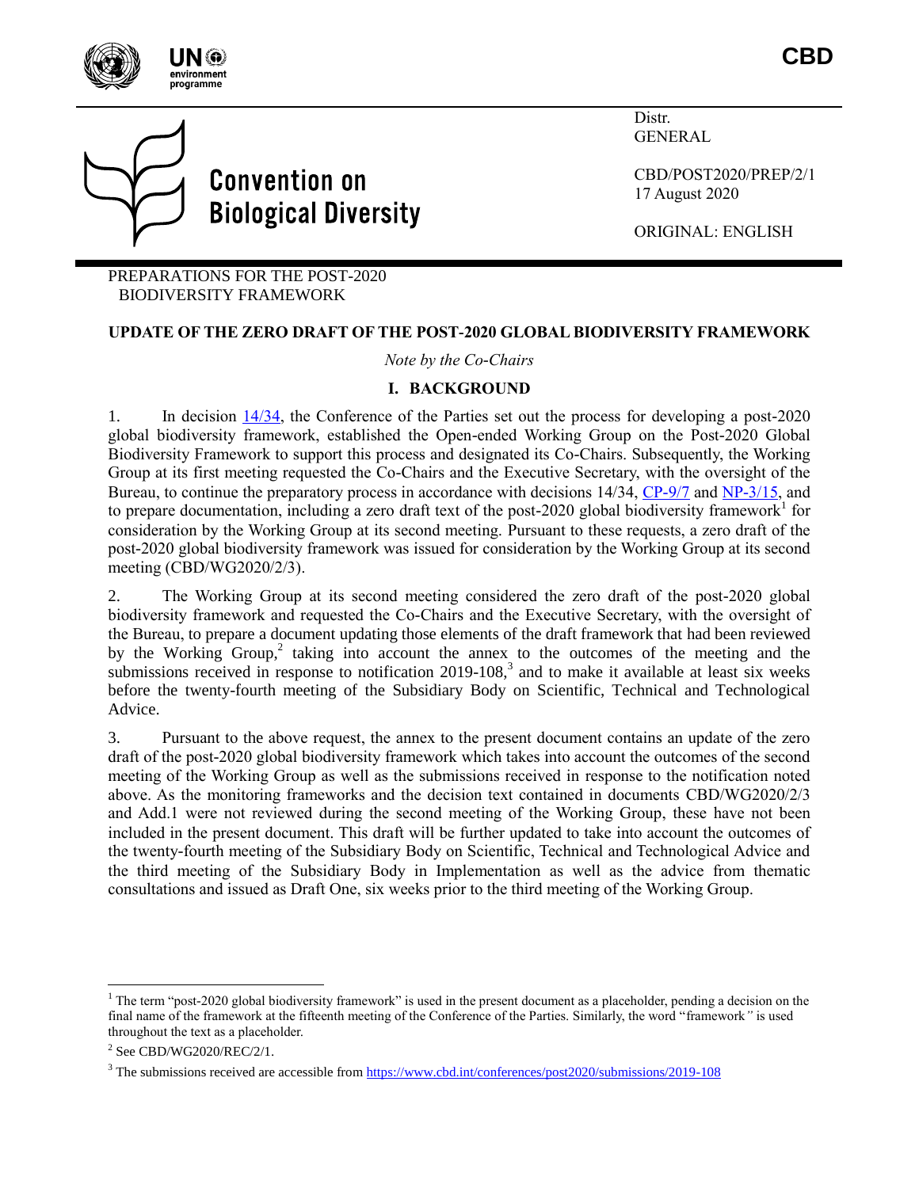CBD

Distr.
GENERAL

CBD/POST2020/PREP/2/1
17 August 2020

ORIGINAL: ENGLISH

PREPARATIONS FOR THE POST-2020 BIODIVERSITY FRAMEWORK

# UPDATE OF THE ZERO DRAFT OF THE POST-2020 GLOBAL BIODIVERSITY FRAMEWORK

*Note by the Co-Chairs*

## I. BACKGROUND

1. In decision 14/34, the Conference of the Parties set out the process for developing a post-2020 global biodiversity framework, established the Open-ended Working Group on the Post-2020 Global Biodiversity Framework to support this process and designated its Co-Chairs. Subsequently, the Working Group at its first meeting requested the Co-Chairs and the Executive Secretary, with the oversight of the Bureau, to continue the preparatory process in accordance with decisions 14/34, CP-9/7 and NP-3/15, and to prepare documentation, including a zero draft text of the post-2020 global biodiversity framework[1] for consideration by the Working Group at its second meeting. Pursuant to these requests, a zero draft of the post-2020 global biodiversity framework was issued for consideration by the Working Group at its second meeting (CBD/WG2020/2/3).

2. The Working Group at its second meeting considered the zero draft of the post-2020 global biodiversity framework and requested the Co-Chairs and the Executive Secretary, with the oversight of the Bureau, to prepare a document updating those elements of the draft framework that had been reviewed by the Working Group,[2] taking into account the annex to the outcomes of the meeting and the submissions received in response to notification 2019-108,[3] and to make it available at least six weeks before the twenty-fourth meeting of the Subsidiary Body on Scientific, Technical and Technological Advice.

3. Pursuant to the above request, the annex to the present document contains an update of the zero draft of the post-2020 global biodiversity framework which takes into account the outcomes of the second meeting of the Working Group as well as the submissions received in response to the notification noted above. As the monitoring frameworks and the decision text contained in documents CBD/WG2020/2/3 and Add.1 were not reviewed during the second meeting of the Working Group, these have not been included in the present document. This draft will be further updated to take into account the outcomes of the twenty-fourth meeting of the Subsidiary Body on Scientific, Technical and Technological Advice and the third meeting of the Subsidiary Body in Implementation as well as the advice from thematic consultations and issued as Draft One, six weeks prior to the third meeting of the Working Group.

---

[1] The term "post-2020 global biodiversity framework" is used in the present document as a placeholder, pending a decision on the final name of the framework at the fifteenth meeting of the Conference of the Parties. Similarly, the word "framework" is used throughout the text as a placeholder.

[2] See CBD/WG2020/REC/2/1.

[3] The submissions received are accessible from https://www.cbd.int/conferences/post2020/submissions/2019-108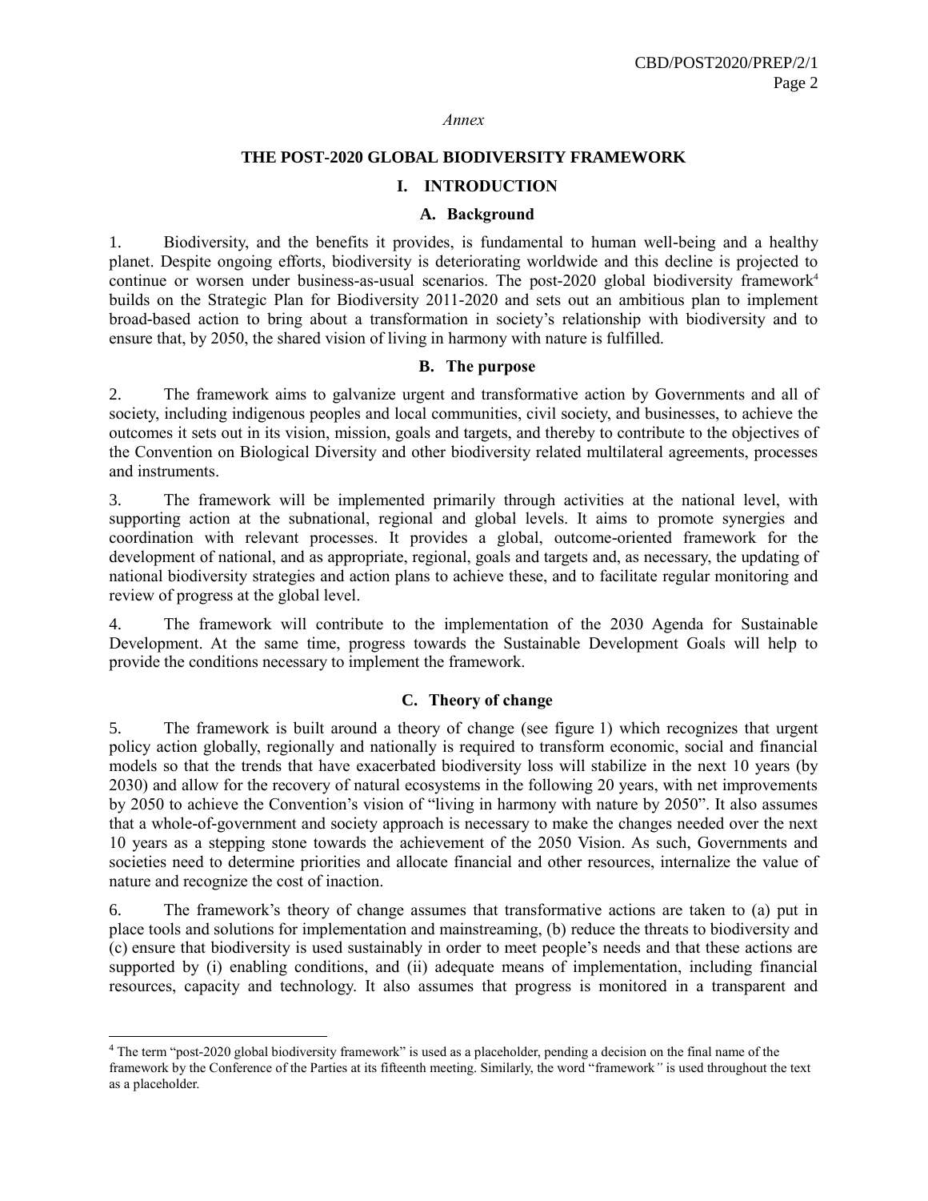*Annex*

# THE POST-2020 GLOBAL BIODIVERSITY FRAMEWORK

## I. INTRODUCTION

### A. Background

1. Biodiversity, and the benefits it provides, is fundamental to human well-being and a healthy planet. Despite ongoing efforts, biodiversity is deteriorating worldwide and this decline is projected to continue or worsen under business-as-usual scenarios. The post-2020 global biodiversity framework[4] builds on the Strategic Plan for Biodiversity 2011-2020 and sets out an ambitious plan to implement broad-based action to bring about a transformation in society's relationship with biodiversity and to ensure that, by 2050, the shared vision of living in harmony with nature is fulfilled.

### B. The purpose

2. The framework aims to galvanize urgent and transformative action by Governments and all of society, including indigenous peoples and local communities, civil society, and businesses, to achieve the outcomes it sets out in its vision, mission, goals and targets, and thereby to contribute to the objectives of the Convention on Biological Diversity and other biodiversity related multilateral agreements, processes and instruments.

3. The framework will be implemented primarily through activities at the national level, with supporting action at the subnational, regional and global levels. It aims to promote synergies and coordination with relevant processes. It provides a global, outcome-oriented framework for the development of national, and as appropriate, regional, goals and targets and, as necessary, the updating of national biodiversity strategies and action plans to achieve these, and to facilitate regular monitoring and review of progress at the global level.

4. The framework will contribute to the implementation of the 2030 Agenda for Sustainable Development. At the same time, progress towards the Sustainable Development Goals will help to provide the conditions necessary to implement the framework.

### C. Theory of change

5. The framework is built around a theory of change (see figure 1) which recognizes that urgent policy action globally, regionally and nationally is required to transform economic, social and financial models so that the trends that have exacerbated biodiversity loss will stabilize in the next 10 years (by 2030) and allow for the recovery of natural ecosystems in the following 20 years, with net improvements by 2050 to achieve the Convention's vision of "living in harmony with nature by 2050". It also assumes that a whole-of-government and society approach is necessary to make the changes needed over the next 10 years as a stepping stone towards the achievement of the 2050 Vision. As such, Governments and societies need to determine priorities and allocate financial and other resources, internalize the value of nature and recognize the cost of inaction.

6. The framework's theory of change assumes that transformative actions are taken to (a) put in place tools and solutions for implementation and mainstreaming, (b) reduce the threats to biodiversity and (c) ensure that biodiversity is used sustainably in order to meet people's needs and that these actions are supported by (i) enabling conditions, and (ii) adequate means of implementation, including financial resources, capacity and technology. It also assumes that progress is monitored in a transparent and

---

[4] The term "post-2020 global biodiversity framework" is used as a placeholder, pending a decision on the final name of the framework by the Conference of the Parties at its fifteenth meeting. Similarly, the word "framework" is used throughout the text as a placeholder.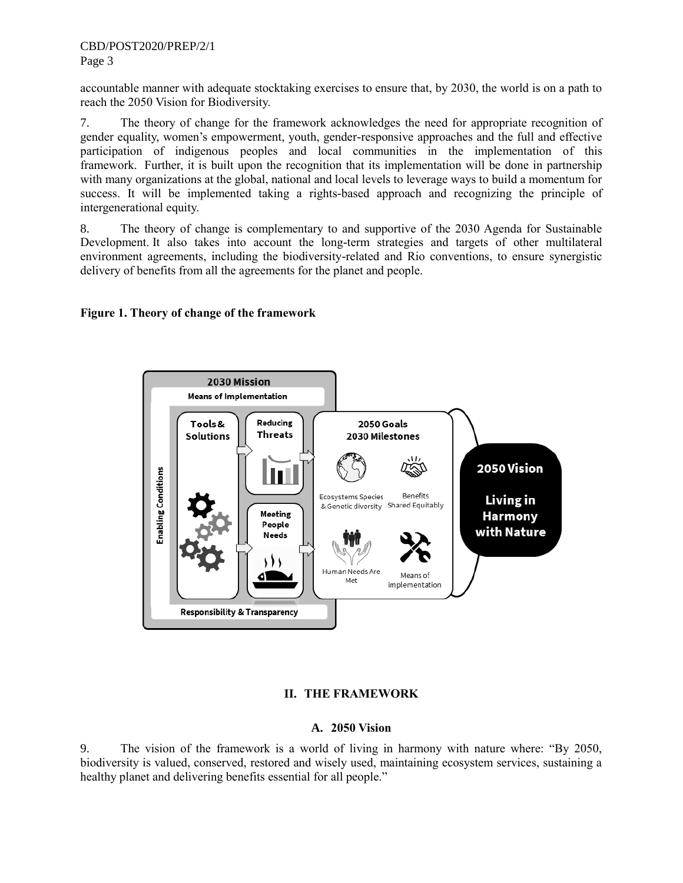accountable manner with adequate stocktaking exercises to ensure that, by 2030, the world is on a path to reach the 2050 Vision for Biodiversity.

7. The theory of change for the framework acknowledges the need for appropriate recognition of gender equality, women's empowerment, youth, gender-responsive approaches and the full and effective participation of indigenous peoples and local communities in the implementation of this framework. Further, it is built upon the recognition that its implementation will be done in partnership with many organizations at the global, national and local levels to leverage ways to build a momentum for success. It will be implemented taking a rights-based approach and recognizing the principle of intergenerational equity.

8. The theory of change is complementary to and supportive of the 2030 Agenda for Sustainable Development. It also takes into account the long-term strategies and targets of other multilateral environment agreements, including the biodiversity-related and Rio conventions, to ensure synergistic delivery of benefits from all the agreements for the planet and people.

**Figure 1. Theory of change of the framework**

## II. THE FRAMEWORK

### A. 2050 Vision

9. The vision of the framework is a world of living in harmony with nature where: "By 2050, biodiversity is valued, conserved, restored and wisely used, maintaining ecosystem services, sustaining a healthy planet and delivering benefits essential for all people."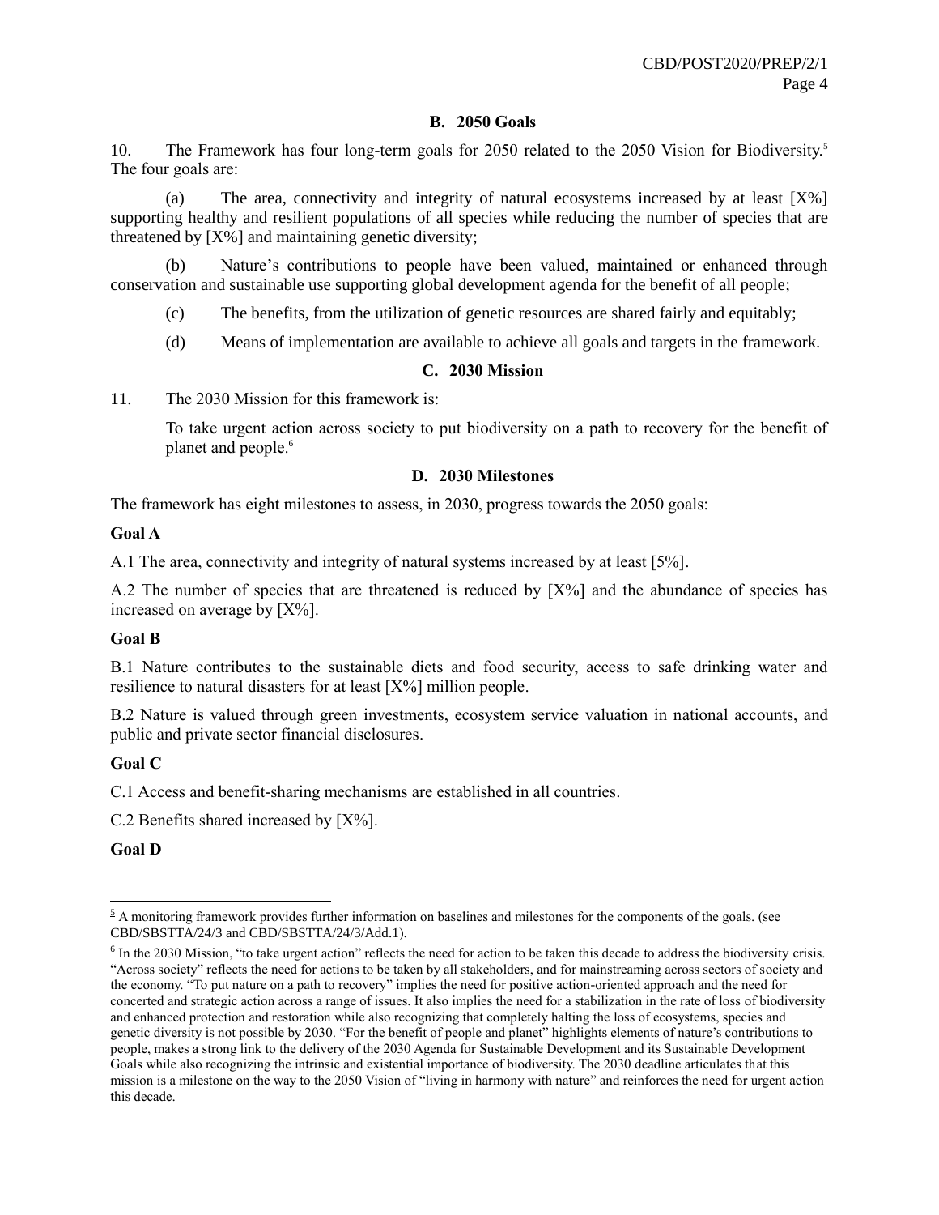### B. 2050 Goals

10. The Framework has four long-term goals for 2050 related to the 2050 Vision for Biodiversity.[5] The four goals are:

(a) The area, connectivity and integrity of natural ecosystems increased by at least [X%] supporting healthy and resilient populations of all species while reducing the number of species that are threatened by [X%] and maintaining genetic diversity;

(b) Nature's contributions to people have been valued, maintained or enhanced through conservation and sustainable use supporting global development agenda for the benefit of all people;

(c) The benefits, from the utilization of genetic resources are shared fairly and equitably;

(d) Means of implementation are available to achieve all goals and targets in the framework.

### C. 2030 Mission

11. The 2030 Mission for this framework is:

To take urgent action across society to put biodiversity on a path to recovery for the benefit of planet and people.[6]

### D. 2030 Milestones

The framework has eight milestones to assess, in 2030, progress towards the 2050 goals:

**Goal A**

A.1 The area, connectivity and integrity of natural systems increased by at least [5%].

A.2 The number of species that are threatened is reduced by [X%] and the abundance of species has increased on average by [X%].

**Goal B**

B.1 Nature contributes to the sustainable diets and food security, access to safe drinking water and resilience to natural disasters for at least [X%] million people.

B.2 Nature is valued through green investments, ecosystem service valuation in national accounts, and public and private sector financial disclosures.

**Goal C**

C.1 Access and benefit-sharing mechanisms are established in all countries.

C.2 Benefits shared increased by [X%].

**Goal D**

---

[5] A monitoring framework provides further information on baselines and milestones for the components of the goals. (see CBD/SBSTTA/24/3 and CBD/SBSTTA/24/3/Add.1).

[6] In the 2030 Mission, "to take urgent action" reflects the need for action to be taken this decade to address the biodiversity crisis. "Across society" reflects the need for actions to be taken by all stakeholders, and for mainstreaming across sectors of society and the economy. "To put nature on a path to recovery" implies the need for positive action-oriented approach and the need for concerted and strategic action across a range of issues. It also implies the need for a stabilization in the rate of loss of biodiversity and enhanced protection and restoration while also recognizing that completely halting the loss of ecosystems, species and genetic diversity is not possible by 2030. "For the benefit of people and planet" highlights elements of nature's contributions to people, makes a strong link to the delivery of the 2030 Agenda for Sustainable Development and its Sustainable Development Goals while also recognizing the intrinsic and existential importance of biodiversity. The 2030 deadline articulates that this mission is a milestone on the way to the 2050 Vision of "living in harmony with nature" and reinforces the need for urgent action this decade.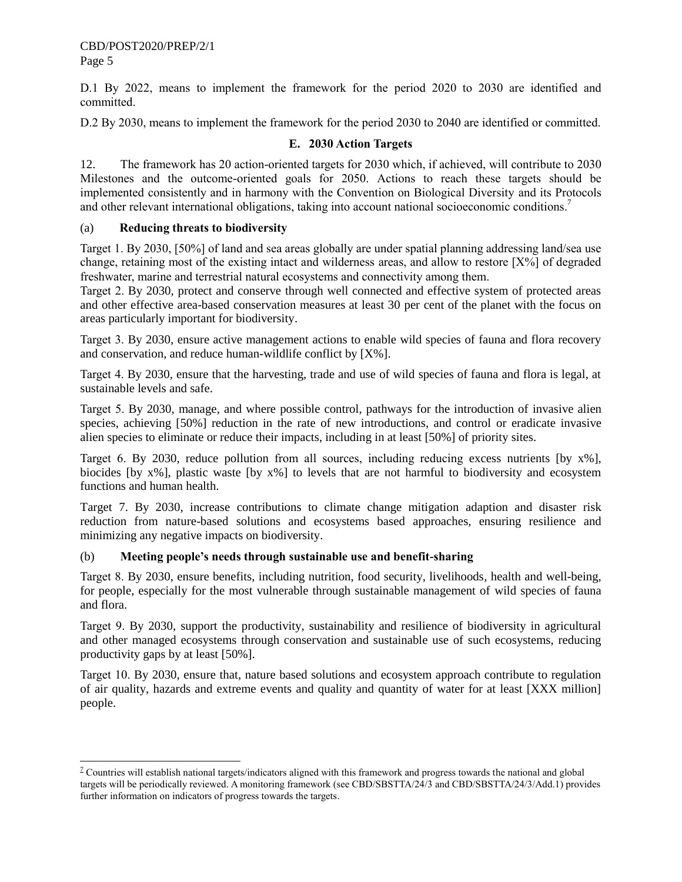D.1 By 2022, means to implement the framework for the period 2020 to 2030 are identified and committed.

D.2 By 2030, means to implement the framework for the period 2030 to 2040 are identified or committed.

### E. 2030 Action Targets

12. The framework has 20 action-oriented targets for 2030 which, if achieved, will contribute to 2030 Milestones and the outcome-oriented goals for 2050. Actions to reach these targets should be implemented consistently and in harmony with the Convention on Biological Diversity and its Protocols and other relevant international obligations, taking into account national socioeconomic conditions.[7]

#### (a) Reducing threats to biodiversity

Target 1. By 2030, [50%] of land and sea areas globally are under spatial planning addressing land/sea use change, retaining most of the existing intact and wilderness areas, and allow to restore [X%] of degraded freshwater, marine and terrestrial natural ecosystems and connectivity among them.

Target 2. By 2030, protect and conserve through well connected and effective system of protected areas and other effective area-based conservation measures at least 30 per cent of the planet with the focus on areas particularly important for biodiversity.

Target 3. By 2030, ensure active management actions to enable wild species of fauna and flora recovery and conservation, and reduce human-wildlife conflict by [X%].

Target 4. By 2030, ensure that the harvesting, trade and use of wild species of fauna and flora is legal, at sustainable levels and safe.

Target 5. By 2030, manage, and where possible control, pathways for the introduction of invasive alien species, achieving [50%] reduction in the rate of new introductions, and control or eradicate invasive alien species to eliminate or reduce their impacts, including in at least [50%] of priority sites.

Target 6. By 2030, reduce pollution from all sources, including reducing excess nutrients [by x%], biocides [by x%], plastic waste [by x%] to levels that are not harmful to biodiversity and ecosystem functions and human health.

Target 7. By 2030, increase contributions to climate change mitigation adaption and disaster risk reduction from nature-based solutions and ecosystems based approaches, ensuring resilience and minimizing any negative impacts on biodiversity.

#### (b) Meeting people's needs through sustainable use and benefit-sharing

Target 8. By 2030, ensure benefits, including nutrition, food security, livelihoods, health and well-being, for people, especially for the most vulnerable through sustainable management of wild species of fauna and flora.

Target 9. By 2030, support the productivity, sustainability and resilience of biodiversity in agricultural and other managed ecosystems through conservation and sustainable use of such ecosystems, reducing productivity gaps by at least [50%].

Target 10. By 2030, ensure that, nature based solutions and ecosystem approach contribute to regulation of air quality, hazards and extreme events and quality and quantity of water for at least [XXX million] people.

---

[7] Countries will establish national targets/indicators aligned with this framework and progress towards the national and global targets will be periodically reviewed. A monitoring framework (see CBD/SBSTTA/24/3 and CBD/SBSTTA/24/3/Add.1) provides further information on indicators of progress towards the targets.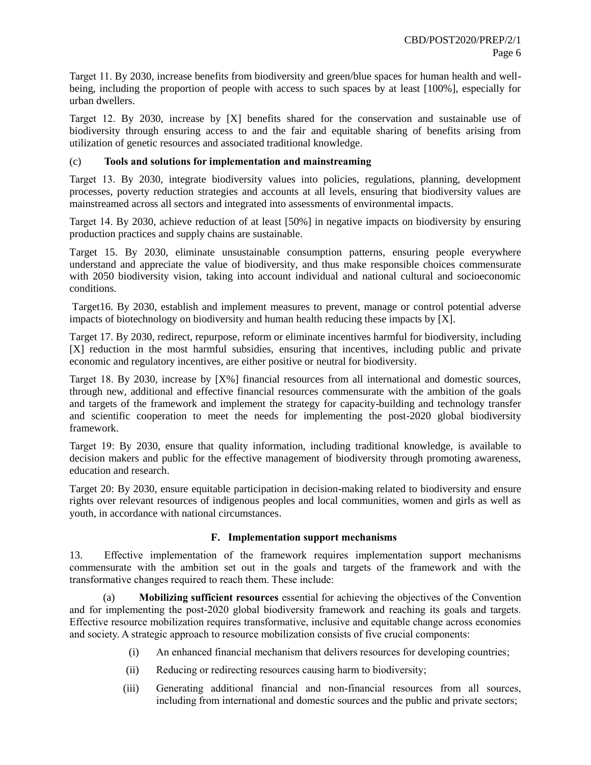Target 11. By 2030, increase benefits from biodiversity and green/blue spaces for human health and well-being, including the proportion of people with access to such spaces by at least [100%], especially for urban dwellers.

Target 12. By 2030, increase by [X] benefits shared for the conservation and sustainable use of biodiversity through ensuring access to and the fair and equitable sharing of benefits arising from utilization of genetic resources and associated traditional knowledge.

(c) **Tools and solutions for implementation and mainstreaming**

Target 13. By 2030, integrate biodiversity values into policies, regulations, planning, development processes, poverty reduction strategies and accounts at all levels, ensuring that biodiversity values are mainstreamed across all sectors and integrated into assessments of environmental impacts.

Target 14. By 2030, achieve reduction of at least [50%] in negative impacts on biodiversity by ensuring production practices and supply chains are sustainable.

Target 15. By 2030, eliminate unsustainable consumption patterns, ensuring people everywhere understand and appreciate the value of biodiversity, and thus make responsible choices commensurate with 2050 biodiversity vision, taking into account individual and national cultural and socioeconomic conditions.

Target16. By 2030, establish and implement measures to prevent, manage or control potential adverse impacts of biotechnology on biodiversity and human health reducing these impacts by [X].

Target 17. By 2030, redirect, repurpose, reform or eliminate incentives harmful for biodiversity, including [X] reduction in the most harmful subsidies, ensuring that incentives, including public and private economic and regulatory incentives, are either positive or neutral for biodiversity.

Target 18. By 2030, increase by [X%] financial resources from all international and domestic sources, through new, additional and effective financial resources commensurate with the ambition of the goals and targets of the framework and implement the strategy for capacity-building and technology transfer and scientific cooperation to meet the needs for implementing the post-2020 global biodiversity framework.

Target 19: By 2030, ensure that quality information, including traditional knowledge, is available to decision makers and public for the effective management of biodiversity through promoting awareness, education and research.

Target 20: By 2030, ensure equitable participation in decision-making related to biodiversity and ensure rights over relevant resources of indigenous peoples and local communities, women and girls as well as youth, in accordance with national circumstances.

## F. Implementation support mechanisms

13. Effective implementation of the framework requires implementation support mechanisms commensurate with the ambition set out in the goals and targets of the framework and with the transformative changes required to reach them. These include:

(a) **Mobilizing sufficient resources** essential for achieving the objectives of the Convention and for implementing the post-2020 global biodiversity framework and reaching its goals and targets. Effective resource mobilization requires transformative, inclusive and equitable change across economies and society. A strategic approach to resource mobilization consists of five crucial components:

(i) An enhanced financial mechanism that delivers resources for developing countries;

(ii) Reducing or redirecting resources causing harm to biodiversity;

(iii) Generating additional financial and non-financial resources from all sources, including from international and domestic sources and the public and private sectors;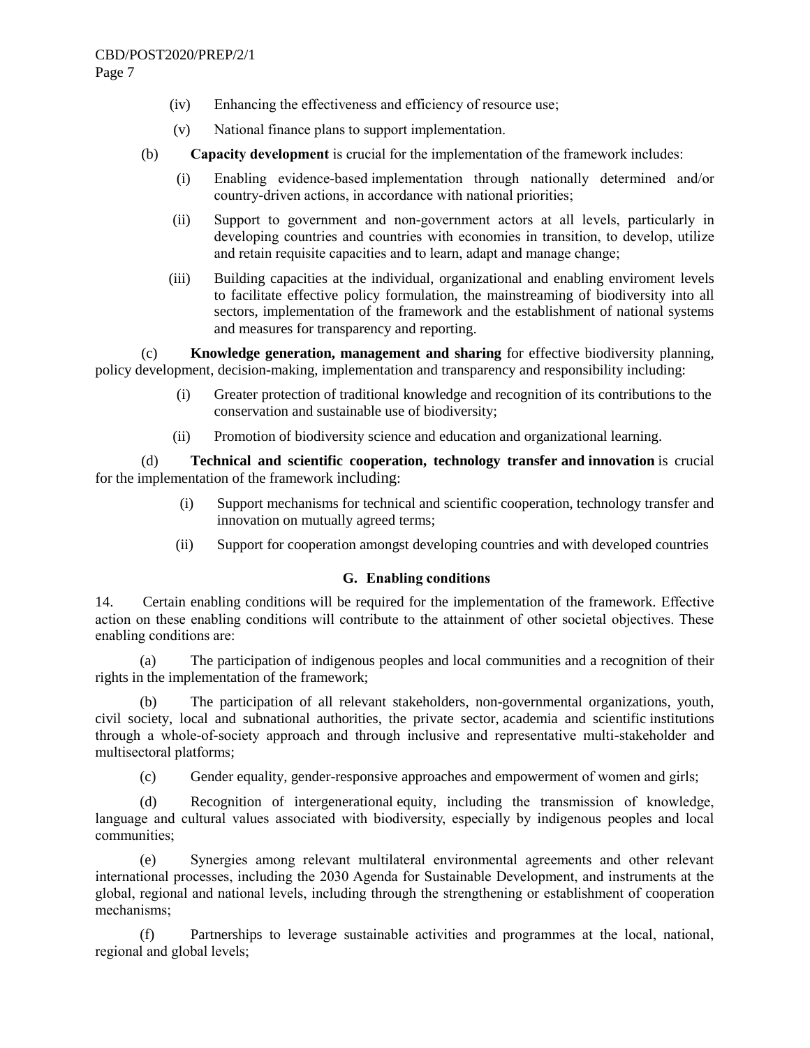(iv) Enhancing the effectiveness and efficiency of resource use;

(v) National finance plans to support implementation.

(b) **Capacity development** is crucial for the implementation of the framework includes:

(i) Enabling evidence-based implementation through nationally determined and/or country-driven actions, in accordance with national priorities;

(ii) Support to government and non-government actors at all levels, particularly in developing countries and countries with economies in transition, to develop, utilize and retain requisite capacities and to learn, adapt and manage change;

(iii) Building capacities at the individual, organizational and enabling enviroment levels to facilitate effective policy formulation, the mainstreaming of biodiversity into all sectors, implementation of the framework and the establishment of national systems and measures for transparency and reporting.

(c) **Knowledge generation, management and sharing** for effective biodiversity planning, policy development, decision-making, implementation and transparency and responsibility including:

(i) Greater protection of traditional knowledge and recognition of its contributions to the conservation and sustainable use of biodiversity;

(ii) Promotion of biodiversity science and education and organizational learning.

(d) **Technical and scientific cooperation, technology transfer and innovation** is crucial for the implementation of the framework including:

(i) Support mechanisms for technical and scientific cooperation, technology transfer and innovation on mutually agreed terms;

(ii) Support for cooperation amongst developing countries and with developed countries

### G. Enabling conditions

14. Certain enabling conditions will be required for the implementation of the framework. Effective action on these enabling conditions will contribute to the attainment of other societal objectives. These enabling conditions are:

(a) The participation of indigenous peoples and local communities and a recognition of their rights in the implementation of the framework;

(b) The participation of all relevant stakeholders, non-governmental organizations, youth, civil society, local and subnational authorities, the private sector, academia and scientific institutions through a whole-of-society approach and through inclusive and representative multi-stakeholder and multisectoral platforms;

(c) Gender equality, gender-responsive approaches and empowerment of women and girls;

(d) Recognition of intergenerational equity, including the transmission of knowledge, language and cultural values associated with biodiversity, especially by indigenous peoples and local communities;

(e) Synergies among relevant multilateral environmental agreements and other relevant international processes, including the 2030 Agenda for Sustainable Development, and instruments at the global, regional and national levels, including through the strengthening or establishment of cooperation mechanisms;

(f) Partnerships to leverage sustainable activities and programmes at the local, national, regional and global levels;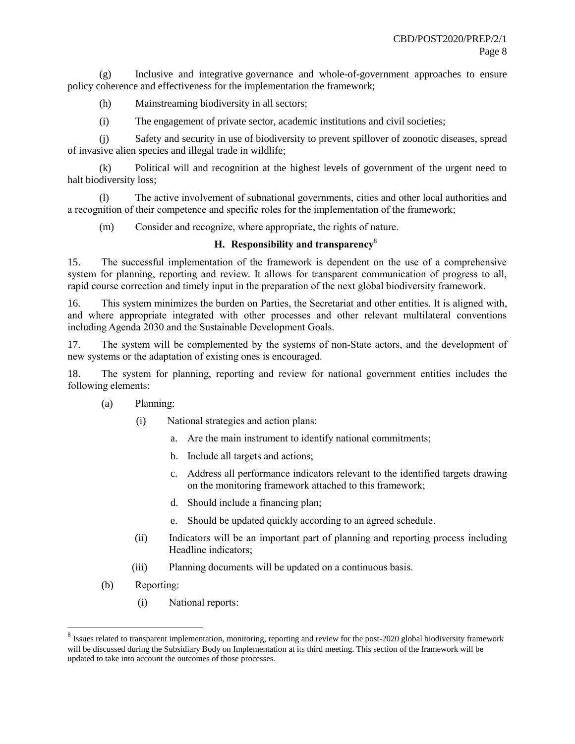(g) Inclusive and integrative governance and whole-of-government approaches to ensure policy coherence and effectiveness for the implementation the framework;

(h) Mainstreaming biodiversity in all sectors;

(i) The engagement of private sector, academic institutions and civil societies;

(j) Safety and security in use of biodiversity to prevent spillover of zoonotic diseases, spread of invasive alien species and illegal trade in wildlife;

(k) Political will and recognition at the highest levels of government of the urgent need to halt biodiversity loss;

(l) The active involvement of subnational governments, cities and other local authorities and a recognition of their competence and specific roles for the implementation of the framework;

(m) Consider and recognize, where appropriate, the rights of nature.

### H. Responsibility and transparency[8]

15. The successful implementation of the framework is dependent on the use of a comprehensive system for planning, reporting and review. It allows for transparent communication of progress to all, rapid course correction and timely input in the preparation of the next global biodiversity framework.

16. This system minimizes the burden on Parties, the Secretariat and other entities. It is aligned with, and where appropriate integrated with other processes and other relevant multilateral conventions including Agenda 2030 and the Sustainable Development Goals.

17. The system will be complemented by the systems of non-State actors, and the development of new systems or the adaptation of existing ones is encouraged.

18. The system for planning, reporting and review for national government entities includes the following elements:

(a) Planning:

(i) National strategies and action plans:

a. Are the main instrument to identify national commitments;

b. Include all targets and actions;

c. Address all performance indicators relevant to the identified targets drawing on the monitoring framework attached to this framework;

d. Should include a financing plan;

e. Should be updated quickly according to an agreed schedule.

(ii) Indicators will be an important part of planning and reporting process including Headline indicators;

(iii) Planning documents will be updated on a continuous basis.

(b) Reporting:

(i) National reports:

---

[8] Issues related to transparent implementation, monitoring, reporting and review for the post-2020 global biodiversity framework will be discussed during the Subsidiary Body on Implementation at its third meeting. This section of the framework will be updated to take into account the outcomes of those processes.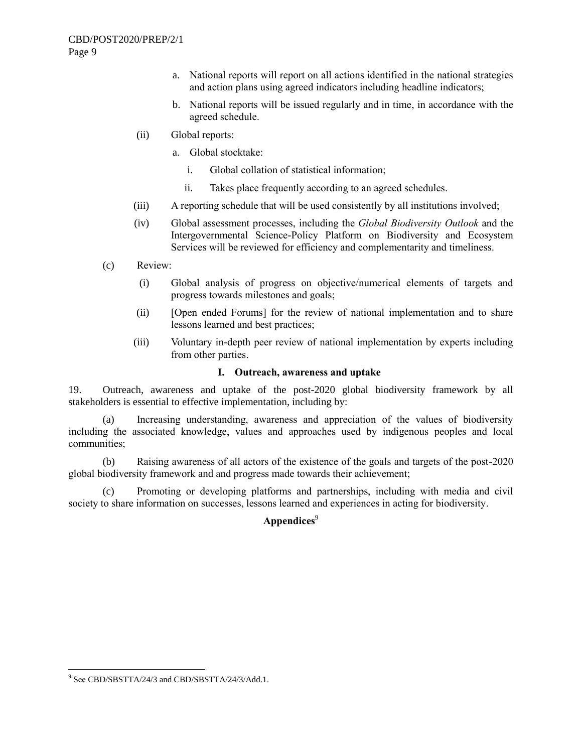a. National reports will report on all actions identified in the national strategies and action plans using agreed indicators including headline indicators;

b. National reports will be issued regularly and in time, in accordance with the agreed schedule.

(ii) Global reports:

a. Global stocktake:

i. Global collation of statistical information;

ii. Takes place frequently according to an agreed schedules.

(iii) A reporting schedule that will be used consistently by all institutions involved;

(iv) Global assessment processes, including the *Global Biodiversity Outlook* and the Intergovernmental Science-Policy Platform on Biodiversity and Ecosystem Services will be reviewed for efficiency and complementarity and timeliness.

(c) Review:

(i) Global analysis of progress on objective/numerical elements of targets and progress towards milestones and goals;

(ii) [Open ended Forums] for the review of national implementation and to share lessons learned and best practices;

(iii) Voluntary in-depth peer review of national implementation by experts including from other parties.

### I. Outreach, awareness and uptake

19. Outreach, awareness and uptake of the post-2020 global biodiversity framework by all stakeholders is essential to effective implementation, including by:

(a) Increasing understanding, awareness and appreciation of the values of biodiversity including the associated knowledge, values and approaches used by indigenous peoples and local communities;

(b) Raising awareness of all actors of the existence of the goals and targets of the post-2020 global biodiversity framework and and progress made towards their achievement;

(c) Promoting or developing platforms and partnerships, including with media and civil society to share information on successes, lessons learned and experiences in acting for biodiversity.

## Appendices[9]

[9] See CBD/SBSTTA/24/3 and CBD/SBSTTA/24/3/Add.1.